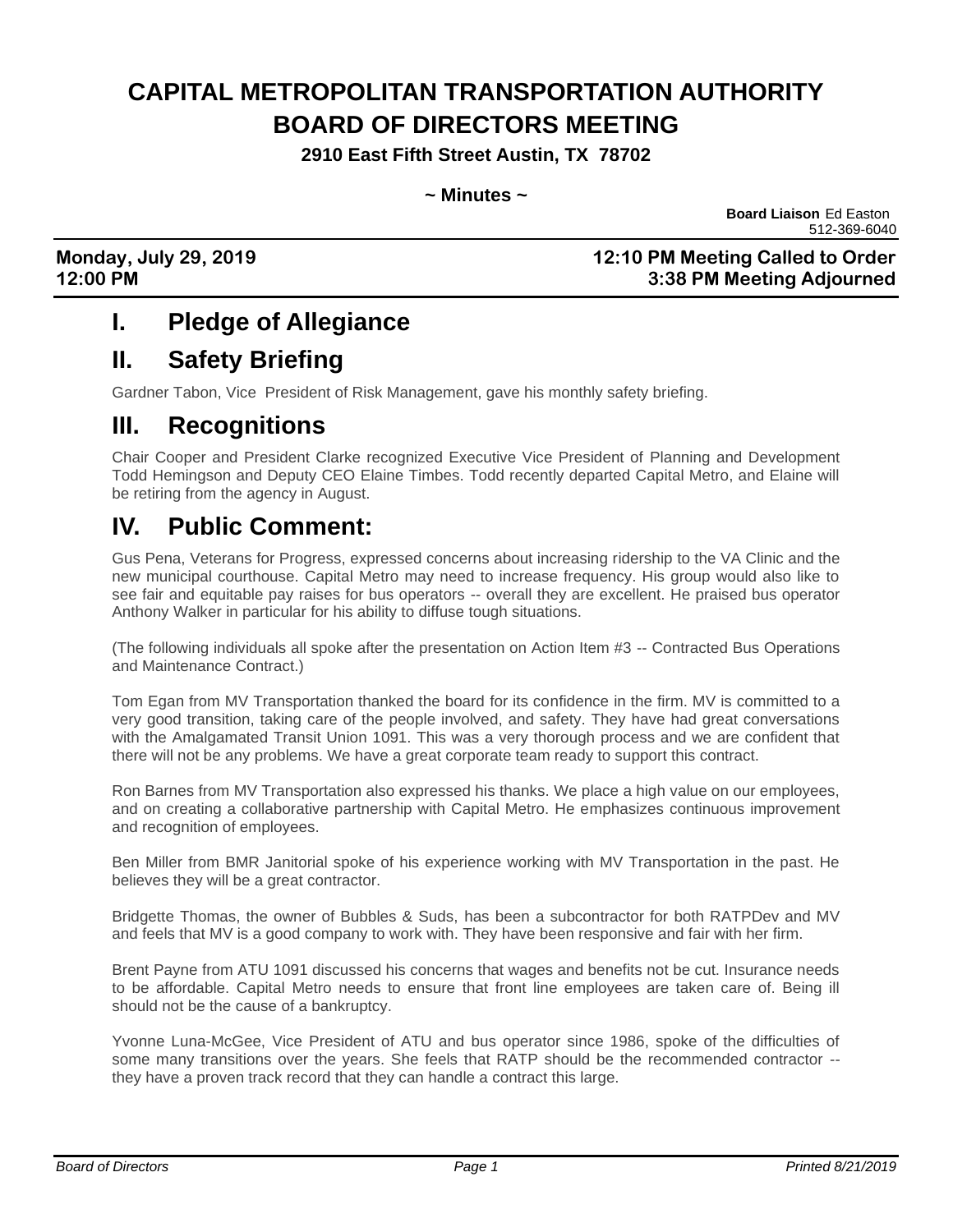# CAPITAL METROPOLITAN TRANSPORTATION AUTHORITY BOARD OF DIRECTORS MEETING

**2910 East Fifth Street Austin, TX 78702**

**~ Minutes ~**

**Board Liaison** Ed Easton
512-369-6040

**Monday, July 29, 2019** **12:10 PM Meeting Called to Order**
**12:00 PM** **3:38 PM Meeting Adjourned**

## I. Pledge of Allegiance

## II. Safety Briefing

Gardner Tabon, Vice President of Risk Management, gave his monthly safety briefing.

## III. Recognitions

Chair Cooper and President Clarke recognized Executive Vice President of Planning and Development Todd Hemingson and Deputy CEO Elaine Timbes. Todd recently departed Capital Metro, and Elaine will be retiring from the agency in August.

## IV. Public Comment:

Gus Pena, Veterans for Progress, expressed concerns about increasing ridership to the VA Clinic and the new municipal courthouse. Capital Metro may need to increase frequency. His group would also like to see fair and equitable pay raises for bus operators -- overall they are excellent. He praised bus operator Anthony Walker in particular for his ability to diffuse tough situations.

(The following individuals all spoke after the presentation on Action Item #3 -- Contracted Bus Operations and Maintenance Contract.)

Tom Egan from MV Transportation thanked the board for its confidence in the firm. MV is committed to a very good transition, taking care of the people involved, and safety. They have had great conversations with the Amalgamated Transit Union 1091. This was a very thorough process and we are confident that there will not be any problems. We have a great corporate team ready to support this contract.

Ron Barnes from MV Transportation also expressed his thanks. We place a high value on our employees, and on creating a collaborative partnership with Capital Metro. He emphasizes continuous improvement and recognition of employees.

Ben Miller from BMR Janitorial spoke of his experience working with MV Transportation in the past. He believes they will be a great contractor.

Bridgette Thomas, the owner of Bubbles & Suds, has been a subcontractor for both RATPDev and MV and feels that MV is a good company to work with. They have been responsive and fair with her firm.

Brent Payne from ATU 1091 discussed his concerns that wages and benefits not be cut. Insurance needs to be affordable. Capital Metro needs to ensure that front line employees are taken care of. Being ill should not be the cause of a bankruptcy.

Yvonne Luna-McGee, Vice President of ATU and bus operator since 1986, spoke of the difficulties of some many transitions over the years. She feels that RATP should be the recommended contractor -- they have a proven track record that they can handle a contract this large.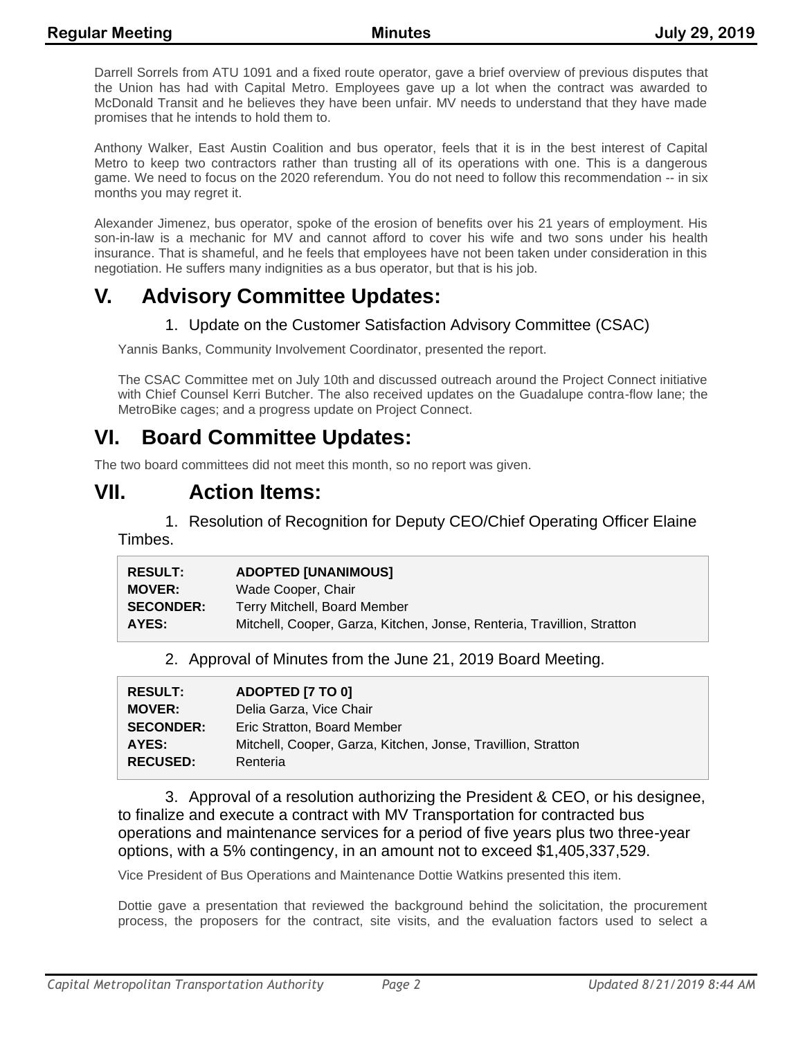Darrell Sorrels from ATU 1091 and a fixed route operator, gave a brief overview of previous disputes that the Union has had with Capital Metro. Employees gave up a lot when the contract was awarded to McDonald Transit and he believes they have been unfair. MV needs to understand that they have made promises that he intends to hold them to.

Anthony Walker, East Austin Coalition and bus operator, feels that it is in the best interest of Capital Metro to keep two contractors rather than trusting all of its operations with one. This is a dangerous game. We need to focus on the 2020 referendum. You do not need to follow this recommendation -- in six months you may regret it.

Alexander Jimenez, bus operator, spoke of the erosion of benefits over his 21 years of employment. His son-in-law is a mechanic for MV and cannot afford to cover his wife and two sons under his health insurance. That is shameful, and he feels that employees have not been taken under consideration in this negotiation. He suffers many indignities as a bus operator, but that is his job.

# V. Advisory Committee Updates:

1. Update on the Customer Satisfaction Advisory Committee (CSAC)

Yannis Banks, Community Involvement Coordinator, presented the report.

The CSAC Committee met on July 10th and discussed outreach around the Project Connect initiative with Chief Counsel Kerri Butcher. The also received updates on the Guadalupe contra-flow lane; the MetroBike cages; and a progress update on Project Connect.

# VI. Board Committee Updates:

The two board committees did not meet this month, so no report was given.

# VII. Action Items:

1. Resolution of Recognition for Deputy CEO/Chief Operating Officer Elaine Timbes.

| | |
|---|---|
| **RESULT:** | **ADOPTED [UNANIMOUS]** |
| **MOVER:** | Wade Cooper, Chair |
| **SECONDER:** | Terry Mitchell, Board Member |
| **AYES:** | Mitchell, Cooper, Garza, Kitchen, Jonse, Renteria, Travillion, Stratton |

2. Approval of Minutes from the June 21, 2019 Board Meeting.

| | |
|---|---|
| **RESULT:** | **ADOPTED [7 TO 0]** |
| **MOVER:** | Delia Garza, Vice Chair |
| **SECONDER:** | Eric Stratton, Board Member |
| **AYES:** | Mitchell, Cooper, Garza, Kitchen, Jonse, Travillion, Stratton |
| **RECUSED:** | Renteria |

3. Approval of a resolution authorizing the President & CEO, or his designee, to finalize and execute a contract with MV Transportation for contracted bus operations and maintenance services for a period of five years plus two three-year options, with a 5% contingency, in an amount not to exceed $1,405,337,529.

Vice President of Bus Operations and Maintenance Dottie Watkins presented this item.

Dottie gave a presentation that reviewed the background behind the solicitation, the procurement process, the proposers for the contract, site visits, and the evaluation factors used to select a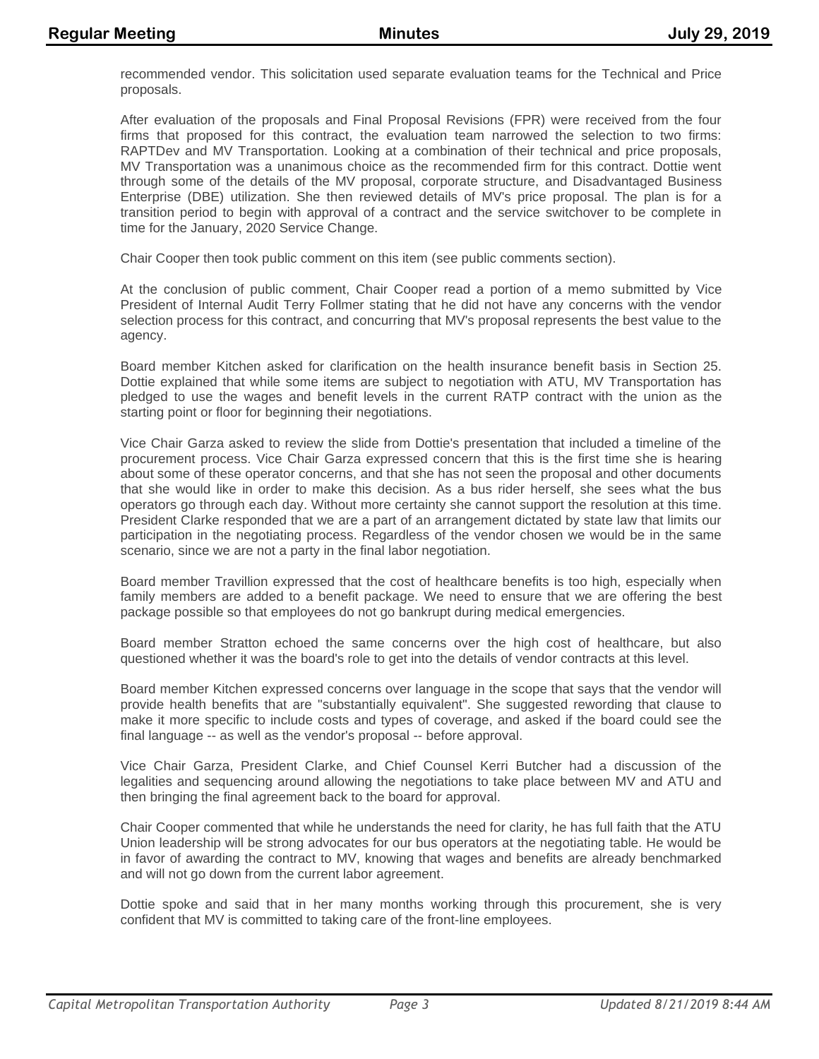recommended vendor. This solicitation used separate evaluation teams for the Technical and Price proposals.

After evaluation of the proposals and Final Proposal Revisions (FPR) were received from the four firms that proposed for this contract, the evaluation team narrowed the selection to two firms: RAPTDev and MV Transportation. Looking at a combination of their technical and price proposals, MV Transportation was a unanimous choice as the recommended firm for this contract. Dottie went through some of the details of the MV proposal, corporate structure, and Disadvantaged Business Enterprise (DBE) utilization. She then reviewed details of MV's price proposal. The plan is for a transition period to begin with approval of a contract and the service switchover to be complete in time for the January, 2020 Service Change.

Chair Cooper then took public comment on this item (see public comments section).

At the conclusion of public comment, Chair Cooper read a portion of a memo submitted by Vice President of Internal Audit Terry Follmer stating that he did not have any concerns with the vendor selection process for this contract, and concurring that MV's proposal represents the best value to the agency.

Board member Kitchen asked for clarification on the health insurance benefit basis in Section 25. Dottie explained that while some items are subject to negotiation with ATU, MV Transportation has pledged to use the wages and benefit levels in the current RATP contract with the union as the starting point or floor for beginning their negotiations.

Vice Chair Garza asked to review the slide from Dottie's presentation that included a timeline of the procurement process. Vice Chair Garza expressed concern that this is the first time she is hearing about some of these operator concerns, and that she has not seen the proposal and other documents that she would like in order to make this decision. As a bus rider herself, she sees what the bus operators go through each day. Without more certainty she cannot support the resolution at this time. President Clarke responded that we are a part of an arrangement dictated by state law that limits our participation in the negotiating process. Regardless of the vendor chosen we would be in the same scenario, since we are not a party in the final labor negotiation.

Board member Travillion expressed that the cost of healthcare benefits is too high, especially when family members are added to a benefit package. We need to ensure that we are offering the best package possible so that employees do not go bankrupt during medical emergencies.

Board member Stratton echoed the same concerns over the high cost of healthcare, but also questioned whether it was the board's role to get into the details of vendor contracts at this level.

Board member Kitchen expressed concerns over language in the scope that says that the vendor will provide health benefits that are "substantially equivalent". She suggested rewording that clause to make it more specific to include costs and types of coverage, and asked if the board could see the final language -- as well as the vendor's proposal -- before approval.

Vice Chair Garza, President Clarke, and Chief Counsel Kerri Butcher had a discussion of the legalities and sequencing around allowing the negotiations to take place between MV and ATU and then bringing the final agreement back to the board for approval.

Chair Cooper commented that while he understands the need for clarity, he has full faith that the ATU Union leadership will be strong advocates for our bus operators at the negotiating table. He would be in favor of awarding the contract to MV, knowing that wages and benefits are already benchmarked and will not go down from the current labor agreement.

Dottie spoke and said that in her many months working through this procurement, she is very confident that MV is committed to taking care of the front-line employees.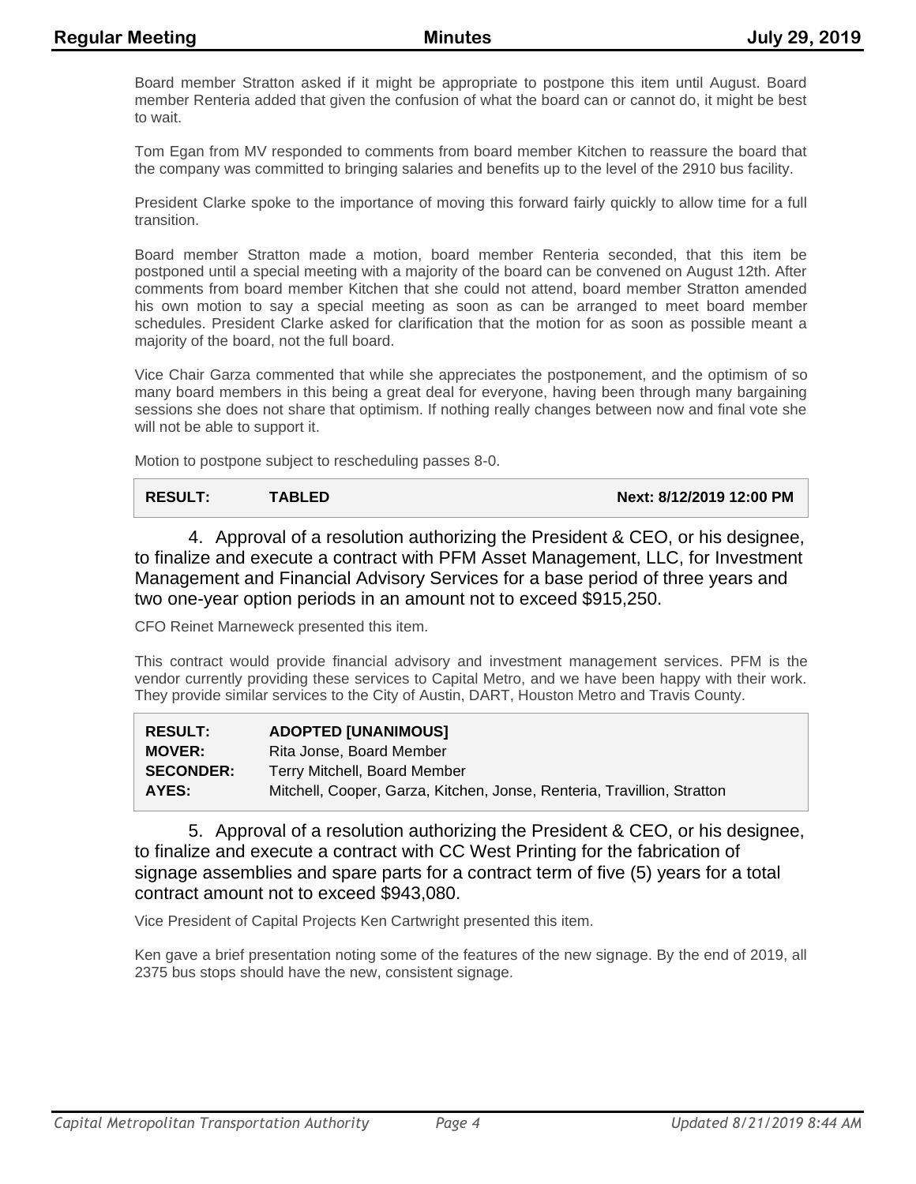Board member Stratton asked if it might be appropriate to postpone this item until August. Board member Renteria added that given the confusion of what the board can or cannot do, it might be best to wait.

Tom Egan from MV responded to comments from board member Kitchen to reassure the board that the company was committed to bringing salaries and benefits up to the level of the 2910 bus facility.

President Clarke spoke to the importance of moving this forward fairly quickly to allow time for a full transition.

Board member Stratton made a motion, board member Renteria seconded, that this item be postponed until a special meeting with a majority of the board can be convened on August 12th. After comments from board member Kitchen that she could not attend, board member Stratton amended his own motion to say a special meeting as soon as can be arranged to meet board member schedules. President Clarke asked for clarification that the motion for as soon as possible meant a majority of the board, not the full board.

Vice Chair Garza commented that while she appreciates the postponement, and the optimism of so many board members in this being a great deal for everyone, having been through many bargaining sessions she does not share that optimism. If nothing really changes between now and final vote she will not be able to support it.

Motion to postpone subject to rescheduling passes 8-0.

| **RESULT:** | **TABLED** | **Next: 8/12/2019 12:00 PM** |
|---|---|---|

### 4. Approval of a resolution authorizing the President & CEO, or his designee, to finalize and execute a contract with PFM Asset Management, LLC, for Investment Management and Financial Advisory Services for a base period of three years and two one-year option periods in an amount not to exceed $915,250.

CFO Reinet Marneweck presented this item.

This contract would provide financial advisory and investment management services. PFM is the vendor currently providing these services to Capital Metro, and we have been happy with their work. They provide similar services to the City of Austin, DART, Houston Metro and Travis County.

| **RESULT:** | **ADOPTED [UNANIMOUS]** |
|---|---|
| **MOVER:** | Rita Jonse, Board Member |
| **SECONDER:** | Terry Mitchell, Board Member |
| **AYES:** | Mitchell, Cooper, Garza, Kitchen, Jonse, Renteria, Travillion, Stratton |

### 5. Approval of a resolution authorizing the President & CEO, or his designee, to finalize and execute a contract with CC West Printing for the fabrication of signage assemblies and spare parts for a contract term of five (5) years for a total contract amount not to exceed $943,080.

Vice President of Capital Projects Ken Cartwright presented this item.

Ken gave a brief presentation noting some of the features of the new signage. By the end of 2019, all 2375 bus stops should have the new, consistent signage.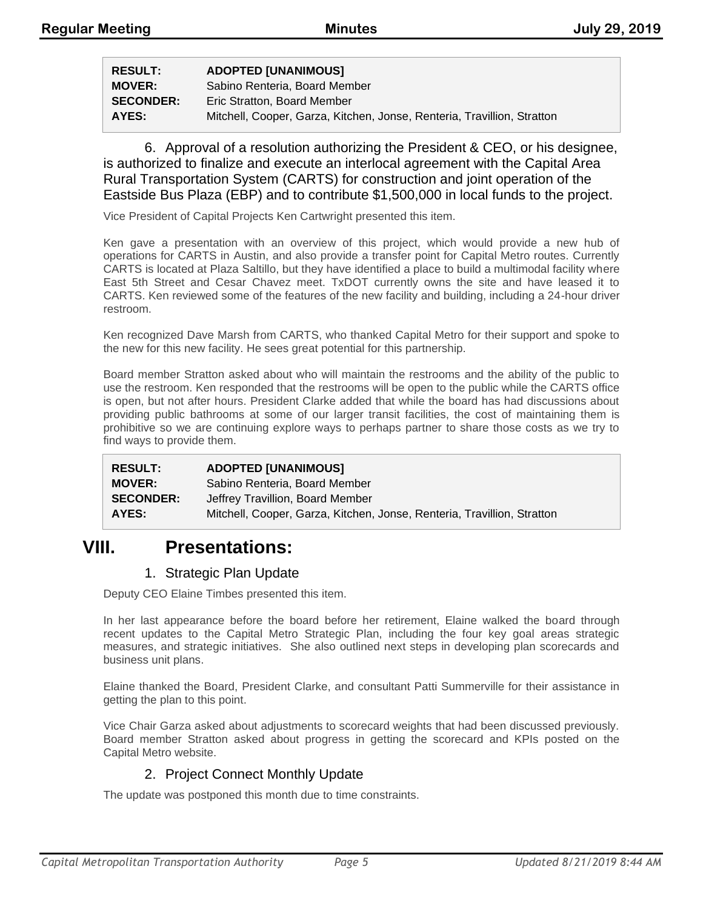| RESULT: | ADOPTED [UNANIMOUS] |
|---|---|
| MOVER: | Sabino Renteria, Board Member |
| SECONDER: | Eric Stratton, Board Member |
| AYES: | Mitchell, Cooper, Garza, Kitchen, Jonse, Renteria, Travillion, Stratton |

6. Approval of a resolution authorizing the President & CEO, or his designee, is authorized to finalize and execute an interlocal agreement with the Capital Area Rural Transportation System (CARTS) for construction and joint operation of the Eastside Bus Plaza (EBP) and to contribute $1,500,000 in local funds to the project.

Vice President of Capital Projects Ken Cartwright presented this item.

Ken gave a presentation with an overview of this project, which would provide a new hub of operations for CARTS in Austin, and also provide a transfer point for Capital Metro routes. Currently CARTS is located at Plaza Saltillo, but they have identified a place to build a multimodal facility where East 5th Street and Cesar Chavez meet. TxDOT currently owns the site and have leased it to CARTS. Ken reviewed some of the features of the new facility and building, including a 24-hour driver restroom.

Ken recognized Dave Marsh from CARTS, who thanked Capital Metro for their support and spoke to the new for this new facility. He sees great potential for this partnership.

Board member Stratton asked about who will maintain the restrooms and the ability of the public to use the restroom. Ken responded that the restrooms will be open to the public while the CARTS office is open, but not after hours. President Clarke added that while the board has had discussions about providing public bathrooms at some of our larger transit facilities, the cost of maintaining them is prohibitive so we are continuing explore ways to perhaps partner to share those costs as we try to find ways to provide them.

| RESULT: | ADOPTED [UNANIMOUS] |
|---|---|
| MOVER: | Sabino Renteria, Board Member |
| SECONDER: | Jeffrey Travillion, Board Member |
| AYES: | Mitchell, Cooper, Garza, Kitchen, Jonse, Renteria, Travillion, Stratton |

# VIII. Presentations:

## 1. Strategic Plan Update

Deputy CEO Elaine Timbes presented this item.

In her last appearance before the board before her retirement, Elaine walked the board through recent updates to the Capital Metro Strategic Plan, including the four key goal areas strategic measures, and strategic initiatives. She also outlined next steps in developing plan scorecards and business unit plans.

Elaine thanked the Board, President Clarke, and consultant Patti Summerville for their assistance in getting the plan to this point.

Vice Chair Garza asked about adjustments to scorecard weights that had been discussed previously. Board member Stratton asked about progress in getting the scorecard and KPIs posted on the Capital Metro website.

## 2. Project Connect Monthly Update

The update was postponed this month due to time constraints.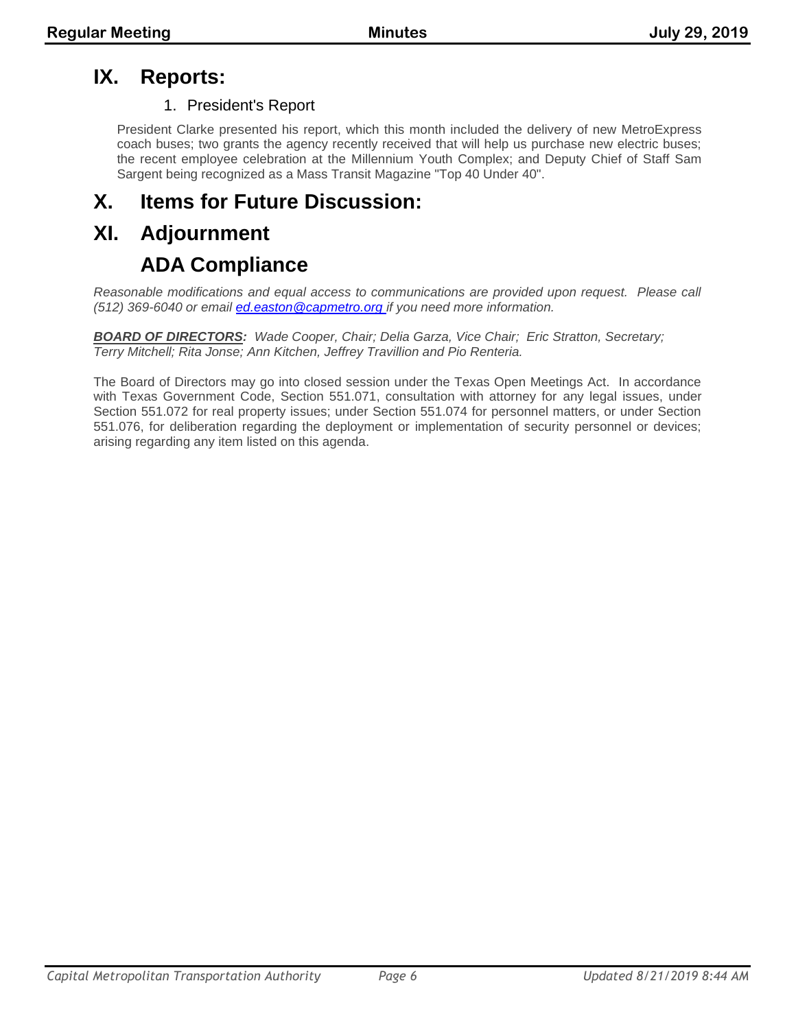# IX. Reports:

1. President's Report

President Clarke presented his report, which this month included the delivery of new MetroExpress coach buses; two grants the agency recently received that will help us purchase new electric buses; the recent employee celebration at the Millennium Youth Complex; and Deputy Chief of Staff Sam Sargent being recognized as a Mass Transit Magazine "Top 40 Under 40".

# X. Items for Future Discussion:

# XI. Adjournment

# ADA Compliance

*Reasonable modifications and equal access to communications are provided upon request. Please call (512) 369-6040 or email ed.easton@capmetro.org if you need more information.*

***BOARD OF DIRECTORS:*** *Wade Cooper, Chair; Delia Garza, Vice Chair; Eric Stratton, Secretary; Terry Mitchell; Rita Jonse; Ann Kitchen, Jeffrey Travillion and Pio Renteria.*

The Board of Directors may go into closed session under the Texas Open Meetings Act. In accordance with Texas Government Code, Section 551.071, consultation with attorney for any legal issues, under Section 551.072 for real property issues; under Section 551.074 for personnel matters, or under Section 551.076, for deliberation regarding the deployment or implementation of security personnel or devices; arising regarding any item listed on this agenda.